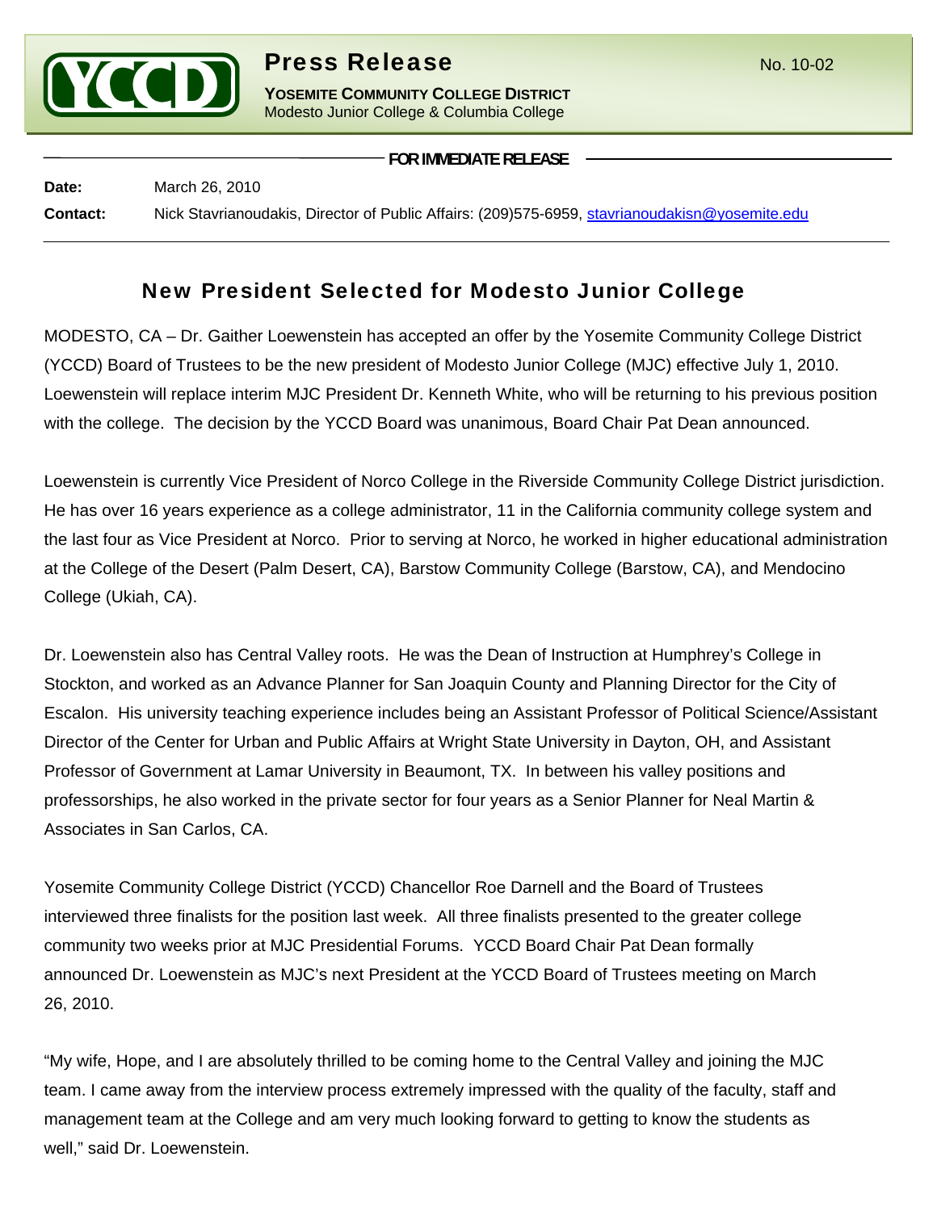# Press Release

No. 10-02

**YOSEMITE COMMUNITY COLLEGE DISTRICT**
Modesto Junior College & Columbia College

**FOR IMMEDIATE RELEASE**

**Date:** March 26, 2010

**Contact:** Nick Stavrianoudakis, Director of Public Affairs: (209)575-6959, stavrianoudakisn@yosemite.edu

## New President Selected for Modesto Junior College

MODESTO, CA – Dr. Gaither Loewenstein has accepted an offer by the Yosemite Community College District (YCCD) Board of Trustees to be the new president of Modesto Junior College (MJC) effective July 1, 2010. Loewenstein will replace interim MJC President Dr. Kenneth White, who will be returning to his previous position with the college. The decision by the YCCD Board was unanimous, Board Chair Pat Dean announced.

Loewenstein is currently Vice President of Norco College in the Riverside Community College District jurisdiction. He has over 16 years experience as a college administrator, 11 in the California community college system and the last four as Vice President at Norco. Prior to serving at Norco, he worked in higher educational administration at the College of the Desert (Palm Desert, CA), Barstow Community College (Barstow, CA), and Mendocino College (Ukiah, CA).

Dr. Loewenstein also has Central Valley roots. He was the Dean of Instruction at Humphrey's College in Stockton, and worked as an Advance Planner for San Joaquin County and Planning Director for the City of Escalon. His university teaching experience includes being an Assistant Professor of Political Science/Assistant Director of the Center for Urban and Public Affairs at Wright State University in Dayton, OH, and Assistant Professor of Government at Lamar University in Beaumont, TX. In between his valley positions and professorships, he also worked in the private sector for four years as a Senior Planner for Neal Martin & Associates in San Carlos, CA.

Yosemite Community College District (YCCD) Chancellor Roe Darnell and the Board of Trustees interviewed three finalists for the position last week. All three finalists presented to the greater college community two weeks prior at MJC Presidential Forums. YCCD Board Chair Pat Dean formally announced Dr. Loewenstein as MJC's next President at the YCCD Board of Trustees meeting on March 26, 2010.

"My wife, Hope, and I are absolutely thrilled to be coming home to the Central Valley and joining the MJC team. I came away from the interview process extremely impressed with the quality of the faculty, staff and management team at the College and am very much looking forward to getting to know the students as well," said Dr. Loewenstein.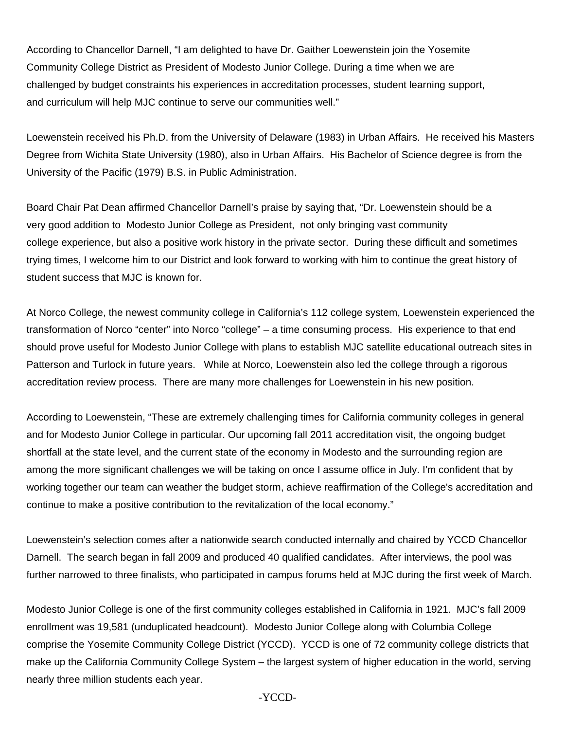According to Chancellor Darnell, "I am delighted to have Dr. Gaither Loewenstein join the Yosemite Community College District as President of Modesto Junior College. During a time when we are challenged by budget constraints his experiences in accreditation processes, student learning support, and curriculum will help MJC continue to serve our communities well."

Loewenstein received his Ph.D. from the University of Delaware (1983) in Urban Affairs. He received his Masters Degree from Wichita State University (1980), also in Urban Affairs. His Bachelor of Science degree is from the University of the Pacific (1979) B.S. in Public Administration.

Board Chair Pat Dean affirmed Chancellor Darnell's praise by saying that, "Dr. Loewenstein should be a very good addition to Modesto Junior College as President, not only bringing vast community college experience, but also a positive work history in the private sector. During these difficult and sometimes trying times, I welcome him to our District and look forward to working with him to continue the great history of student success that MJC is known for.

At Norco College, the newest community college in California's 112 college system, Loewenstein experienced the transformation of Norco "center" into Norco "college" – a time consuming process. His experience to that end should prove useful for Modesto Junior College with plans to establish MJC satellite educational outreach sites in Patterson and Turlock in future years. While at Norco, Loewenstein also led the college through a rigorous accreditation review process. There are many more challenges for Loewenstein in his new position.

According to Loewenstein, "These are extremely challenging times for California community colleges in general and for Modesto Junior College in particular. Our upcoming fall 2011 accreditation visit, the ongoing budget shortfall at the state level, and the current state of the economy in Modesto and the surrounding region are among the more significant challenges we will be taking on once I assume office in July. I'm confident that by working together our team can weather the budget storm, achieve reaffirmation of the College's accreditation and continue to make a positive contribution to the revitalization of the local economy."

Loewenstein's selection comes after a nationwide search conducted internally and chaired by YCCD Chancellor Darnell. The search began in fall 2009 and produced 40 qualified candidates. After interviews, the pool was further narrowed to three finalists, who participated in campus forums held at MJC during the first week of March.

Modesto Junior College is one of the first community colleges established in California in 1921. MJC's fall 2009 enrollment was 19,581 (unduplicated headcount). Modesto Junior College along with Columbia College comprise the Yosemite Community College District (YCCD). YCCD is one of 72 community college districts that make up the California Community College System – the largest system of higher education in the world, serving nearly three million students each year.

-YCCD-